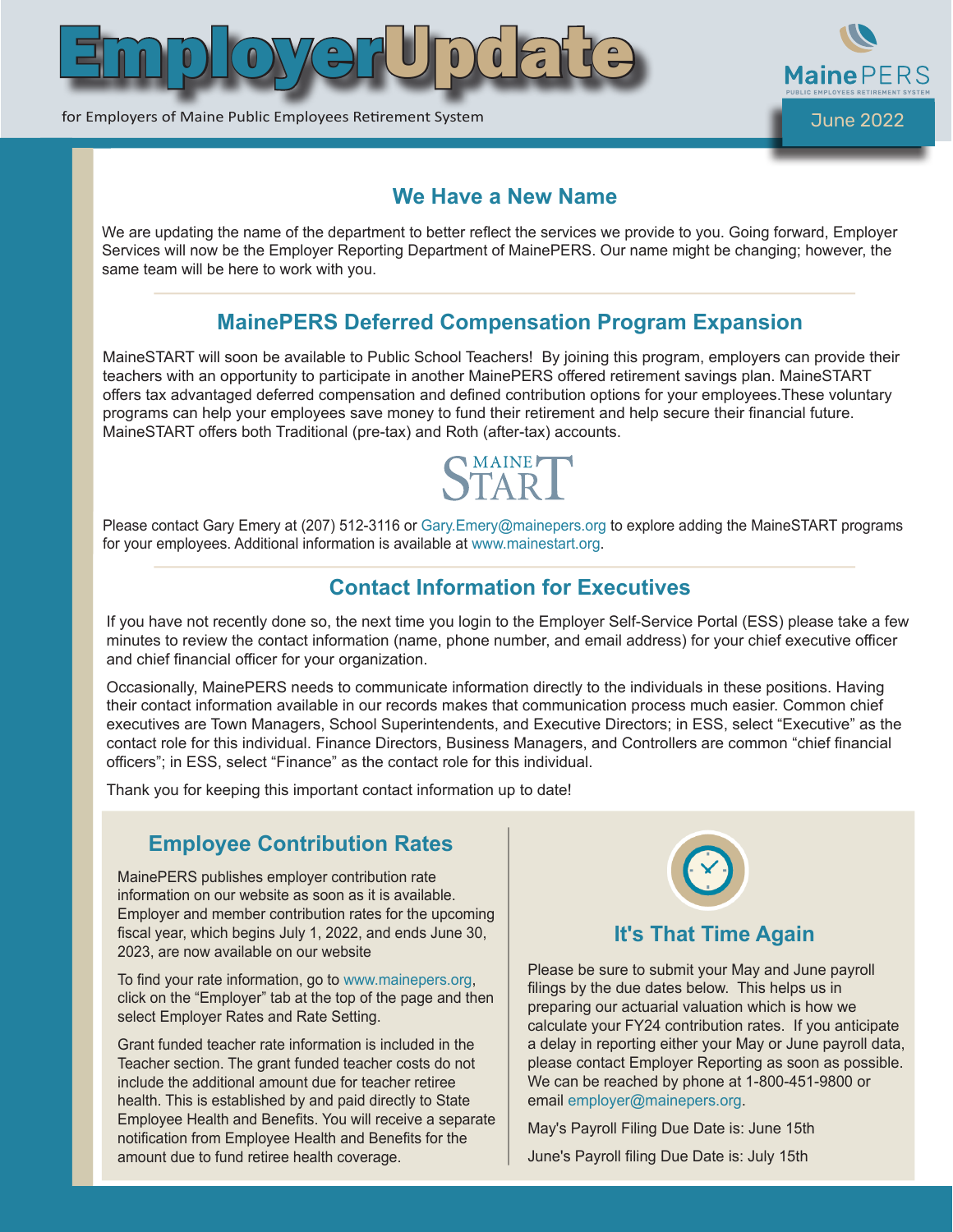# EmployerUpdate

for Employers of Maine Public Employees Retirement System

MainePERS
PUBLIC EMPLOYEES RETIREMENT SYSTEM

June 2022

## We Have a New Name

We are updating the name of the department to better reflect the services we provide to you. Going forward, Employer Services will now be the Employer Reporting Department of MainePERS. Our name might be changing; however, the same team will be here to work with you.

## MainePERS Deferred Compensation Program Expansion

MaineSTART will soon be available to Public School Teachers! By joining this program, employers can provide their teachers with an opportunity to participate in another MainePERS offered retirement savings plan. MaineSTART offers tax advantaged deferred compensation and defined contribution options for your employees.These voluntary programs can help your employees save money to fund their retirement and help secure their financial future. MaineSTART offers both Traditional (pre-tax) and Roth (after-tax) accounts.

MAINE START

Please contact Gary Emery at (207) 512-3116 or Gary.Emery@mainepers.org to explore adding the MaineSTART programs for your employees. Additional information is available at www.mainestart.org.

## Contact Information for Executives

If you have not recently done so, the next time you login to the Employer Self-Service Portal (ESS) please take a few minutes to review the contact information (name, phone number, and email address) for your chief executive officer and chief financial officer for your organization.

Occasionally, MainePERS needs to communicate information directly to the individuals in these positions. Having their contact information available in our records makes that communication process much easier. Common chief executives are Town Managers, School Superintendents, and Executive Directors; in ESS, select "Executive" as the contact role for this individual. Finance Directors, Business Managers, and Controllers are common "chief financial officers"; in ESS, select "Finance" as the contact role for this individual.

Thank you for keeping this important contact information up to date!

## Employee Contribution Rates

MainePERS publishes employer contribution rate information on our website as soon as it is available. Employer and member contribution rates for the upcoming fiscal year, which begins July 1, 2022, and ends June 30, 2023, are now available on our website

To find your rate information, go to www.mainepers.org, click on the "Employer" tab at the top of the page and then select Employer Rates and Rate Setting.

Grant funded teacher rate information is included in the Teacher section. The grant funded teacher costs do not include the additional amount due for teacher retiree health. This is established by and paid directly to State Employee Health and Benefits. You will receive a separate notification from Employee Health and Benefits for the amount due to fund retiree health coverage.

## It's That Time Again

Please be sure to submit your May and June payroll filings by the due dates below. This helps us in preparing our actuarial valuation which is how we calculate your FY24 contribution rates. If you anticipate a delay in reporting either your May or June payroll data, please contact Employer Reporting as soon as possible. We can be reached by phone at 1-800-451-9800 or email employer@mainepers.org.

May's Payroll Filing Due Date is: June 15th

June's Payroll filing Due Date is: July 15th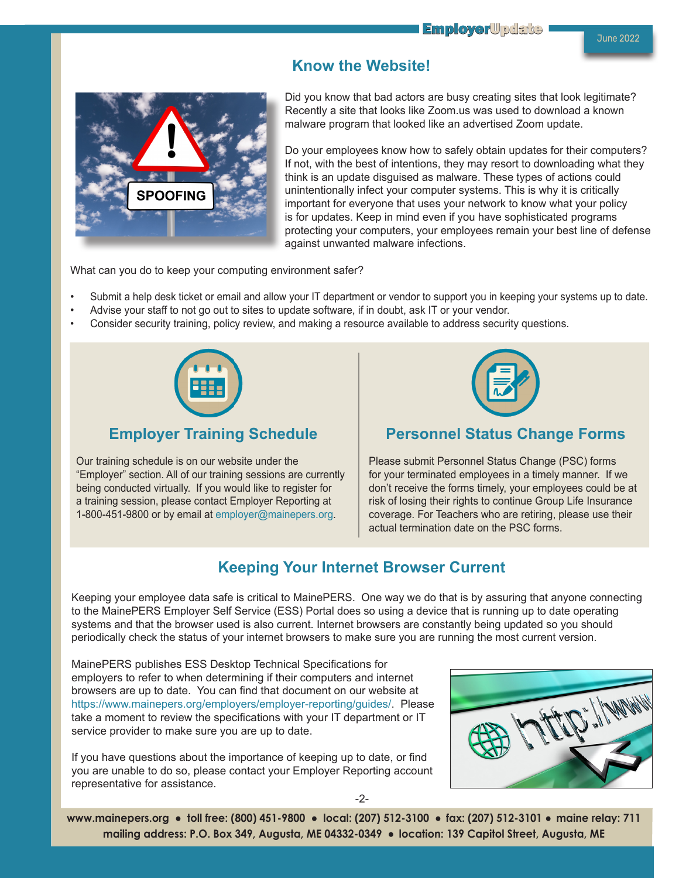## Know the Website!

Did you know that bad actors are busy creating sites that look legitimate? Recently a site that looks like Zoom.us was used to download a known malware program that looked like an advertised Zoom update.

Do your employees know how to safely obtain updates for their computers? If not, with the best of intentions, they may resort to downloading what they think is an update disguised as malware. These types of actions could unintentionally infect your computer systems. This is why it is critically important for everyone that uses your network to know what your policy is for updates. Keep in mind even if you have sophisticated programs protecting your computers, your employees remain your best line of defense against unwanted malware infections.

What can you do to keep your computing environment safer?

- Submit a help desk ticket or email and allow your IT department or vendor to support you in keeping your systems up to date.
- Advise your staff to not go out to sites to update software, if in doubt, ask IT or your vendor.
- Consider security training, policy review, and making a resource available to address security questions.

## Employer Training Schedule

Our training schedule is on our website under the "Employer" section. All of our training sessions are currently being conducted virtually. If you would like to register for a training session, please contact Employer Reporting at 1-800-451-9800 or by email at employer@mainepers.org.

## Personnel Status Change Forms

Please submit Personnel Status Change (PSC) forms for your terminated employees in a timely manner. If we don't receive the forms timely, your employees could be at risk of losing their rights to continue Group Life Insurance coverage. For Teachers who are retiring, please use their actual termination date on the PSC forms.

## Keeping Your Internet Browser Current

Keeping your employee data safe is critical to MainePERS. One way we do that is by assuring that anyone connecting to the MainePERS Employer Self Service (ESS) Portal does so using a device that is running up to date operating systems and that the browser used is also current. Internet browsers are constantly being updated so you should periodically check the status of your internet browsers to make sure you are running the most current version.

MainePERS publishes ESS Desktop Technical Specifications for employers to refer to when determining if their computers and internet browsers are up to date. You can find that document on our website at https://www.mainepers.org/employers/employer-reporting/guides/. Please take a moment to review the specifications with your IT department or IT service provider to make sure you are up to date.

If you have questions about the importance of keeping up to date, or find you are unable to do so, please contact your Employer Reporting account representative for assistance.